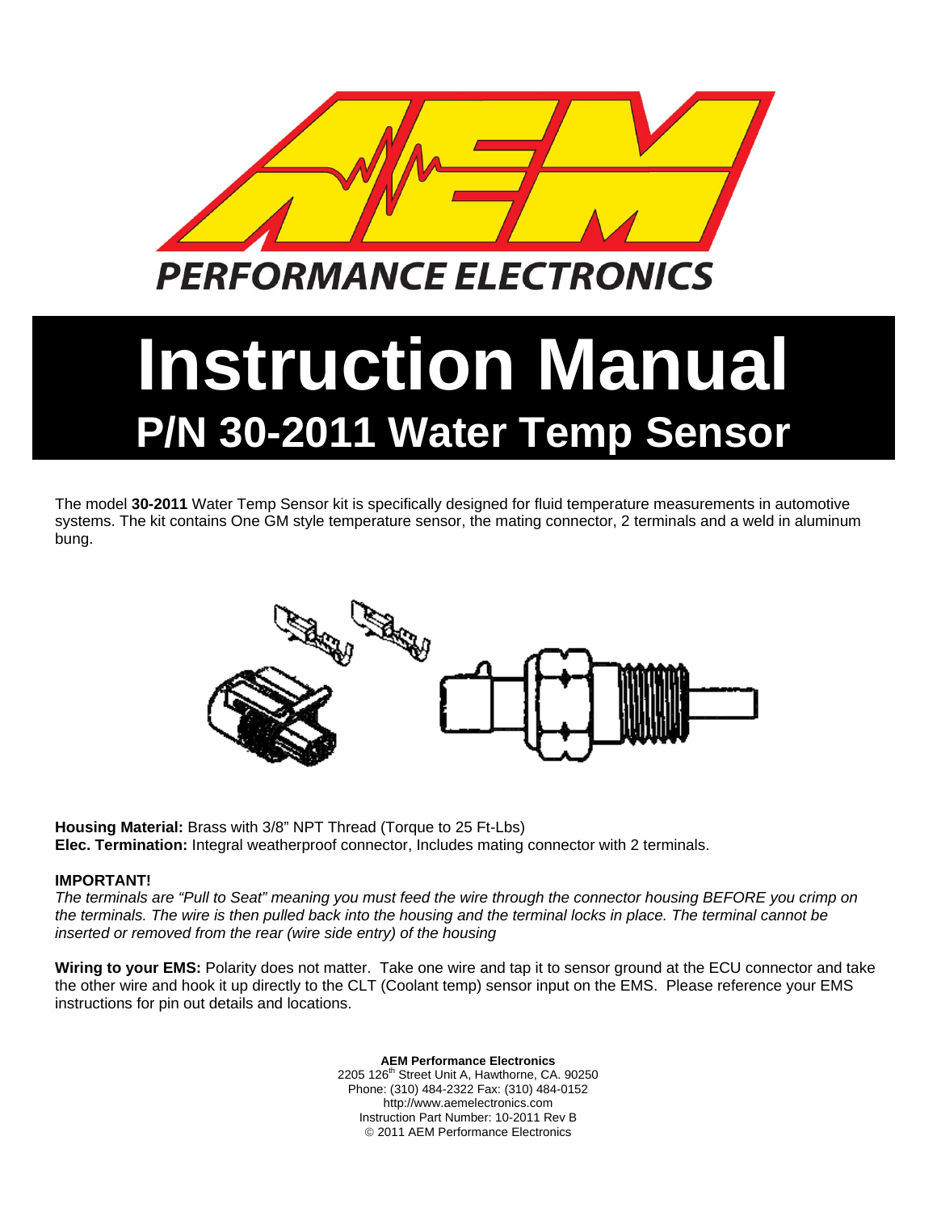PERFORMANCE ELECTRONICS

# Instruction Manual

## P/N 30-2011 Water Temp Sensor

The model **30-2011** Water Temp Sensor kit is specifically designed for fluid temperature measurements in automotive systems. The kit contains One GM style temperature sensor, the mating connector, 2 terminals and a weld in aluminum bung.

**Housing Material:** Brass with 3/8" NPT Thread (Torque to 25 Ft-Lbs)
**Elec. Termination:** Integral weatherproof connector, Includes mating connector with 2 terminals.

**IMPORTANT!**
*The terminals are "Pull to Seat" meaning you must feed the wire through the connector housing BEFORE you crimp on the terminals. The wire is then pulled back into the housing and the terminal locks in place. The terminal cannot be inserted or removed from the rear (wire side entry) of the housing*

**Wiring to your EMS:** Polarity does not matter. Take one wire and tap it to sensor ground at the ECU connector and take the other wire and hook it up directly to the CLT (Coolant temp) sensor input on the EMS. Please reference your EMS instructions for pin out details and locations.

**AEM Performance Electronics**
2205 126th Street Unit A, Hawthorne, CA. 90250
Phone: (310) 484-2322 Fax: (310) 484-0152
http://www.aemelectronics.com
Instruction Part Number: 10-2011 Rev B
© 2011 AEM Performance Electronics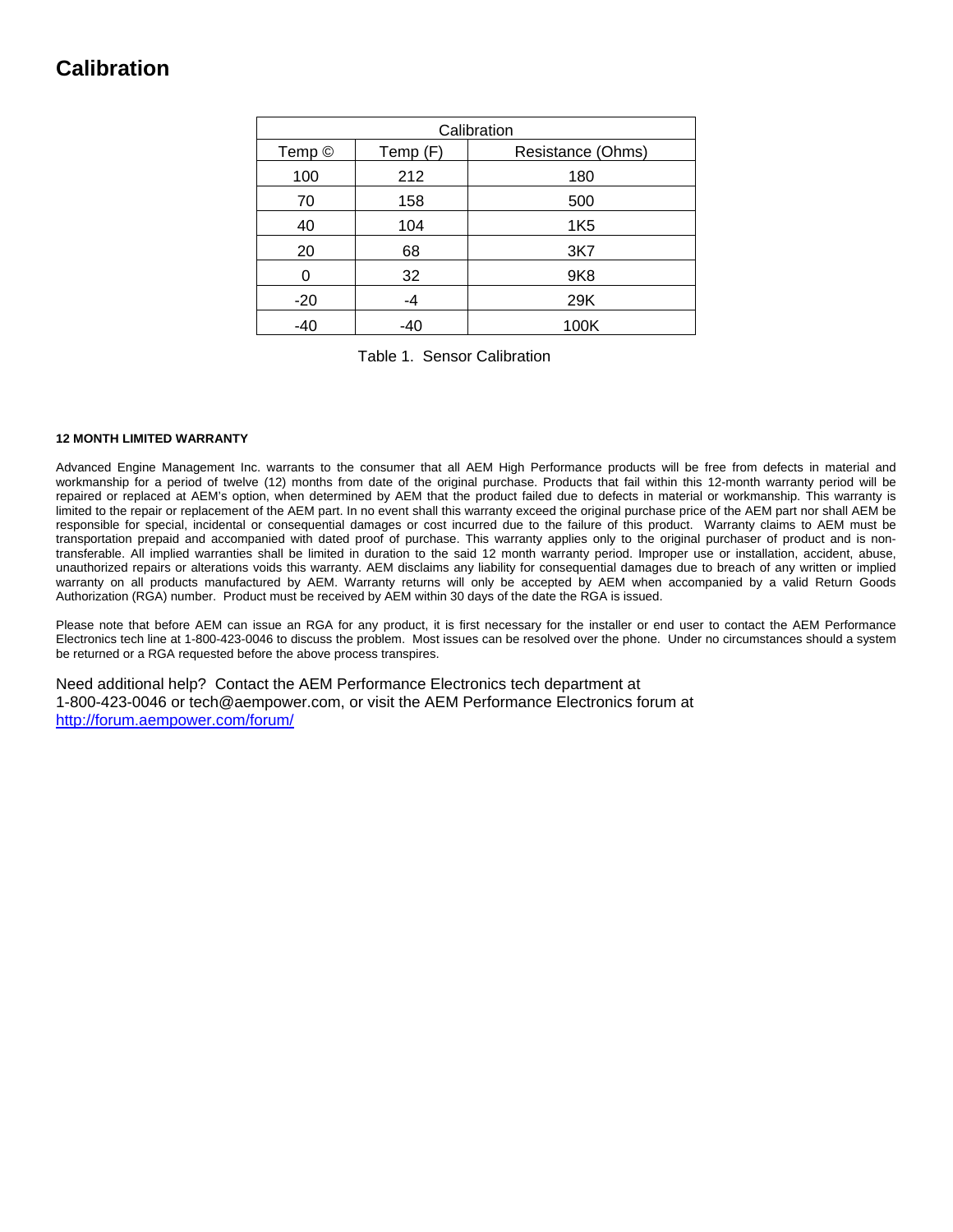# Calibration

| Calibration | | |
|---|---|---|
| Temp © | Temp (F) | Resistance (Ohms) |
| 100 | 212 | 180 |
| 70 | 158 | 500 |
| 40 | 104 | 1K5 |
| 20 | 68 | 3K7 |
| 0 | 32 | 9K8 |
| -20 | -4 | 29K |
| -40 | -40 | 100K |

Table 1. Sensor Calibration

**12 MONTH LIMITED WARRANTY**

Advanced Engine Management Inc. warrants to the consumer that all AEM High Performance products will be free from defects in material and workmanship for a period of twelve (12) months from date of the original purchase. Products that fail within this 12-month warranty period will be repaired or replaced at AEM's option, when determined by AEM that the product failed due to defects in material or workmanship. This warranty is limited to the repair or replacement of the AEM part. In no event shall this warranty exceed the original purchase price of the AEM part nor shall AEM be responsible for special, incidental or consequential damages or cost incurred due to the failure of this product. Warranty claims to AEM must be transportation prepaid and accompanied with dated proof of purchase. This warranty applies only to the original purchaser of product and is non-transferable. All implied warranties shall be limited in duration to the said 12 month warranty period. Improper use or installation, accident, abuse, unauthorized repairs or alterations voids this warranty. AEM disclaims any liability for consequential damages due to breach of any written or implied warranty on all products manufactured by AEM. Warranty returns will only be accepted by AEM when accompanied by a valid Return Goods Authorization (RGA) number. Product must be received by AEM within 30 days of the date the RGA is issued.

Please note that before AEM can issue an RGA for any product, it is first necessary for the installer or end user to contact the AEM Performance Electronics tech line at 1-800-423-0046 to discuss the problem. Most issues can be resolved over the phone. Under no circumstances should a system be returned or a RGA requested before the above process transpires.

Need additional help? Contact the AEM Performance Electronics tech department at 1-800-423-0046 or tech@aempower.com, or visit the AEM Performance Electronics forum at http://forum.aempower.com/forum/